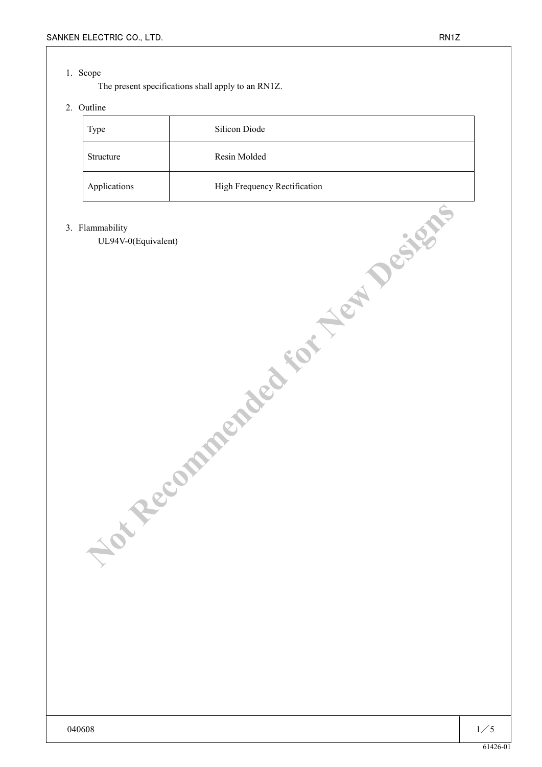1. Scope

   The present specifications shall apply to an RN1Z.

2. Outline

| Type | Silicon Diode |
|---|---|
| Structure | Resin Molded |
| Applications | High Frequency Rectification |

3. Flammability

   UL94V-0(Equivalent)

Not Recommended for New Designs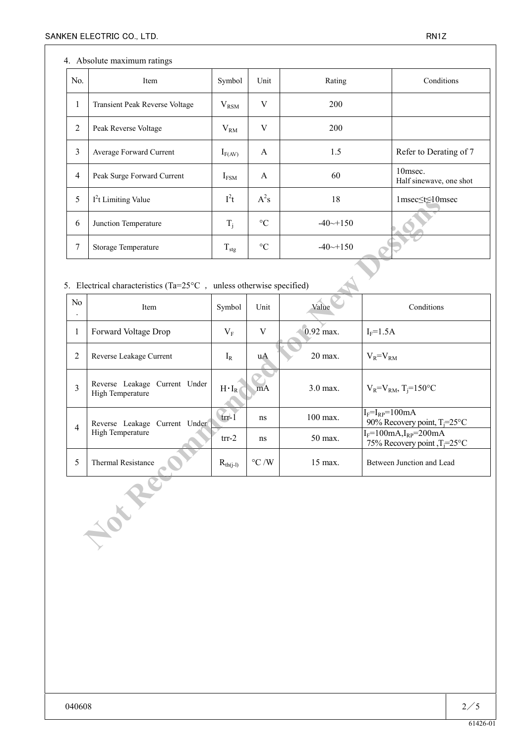4. Absolute maximum ratings

| No. | Item | Symbol | Unit | Rating | Conditions |
|---|---|---|---|---|---|
| 1 | Transient Peak Reverse Voltage | $V_{RSM}$ | V | 200 | |
| 2 | Peak Reverse Voltage | $V_{RM}$ | V | 200 | |
| 3 | Average Forward Current | $I_{F(AV)}$ | A | 1.5 | Refer to Derating of 7 |
| 4 | Peak Surge Forward Current | $I_{FSM}$ | A | 60 | 10msec. Half sinewave, one shot |
| 5 | $I^2t$ Limiting Value | $I^2t$ | $A^2s$ | 18 | 1msec≤t≤10msec |
| 6 | Junction Temperature | $T_j$ | °C | -40~+150 | |
| 7 | Storage Temperature | $T_{stg}$ | °C | -40~+150 | |

5. Electrical characteristics (Ta=25°C , unless otherwise specified)

| No. | Item | Symbol | Unit | Value | Conditions |
|---|---|---|---|---|---|
| 1 | Forward Voltage Drop | $V_F$ | V | 0.92 max. | $I_F$=1.5A |
| 2 | Reverse Leakage Current | $I_R$ | uA | 20 max. | $V_R$=$V_{RM}$ |
| 3 | Reverse Leakage Current Under High Temperature | H・$I_R$ | mA | 3.0 max. | $V_R$=$V_{RM}$, $T_j$=150°C |
| 4 | Reverse Leakage Current Under High Temperature | trr-1 | ns | 100 max. | $I_F$=$I_{RP}$=100mA 90% Recovery point, $T_j$=25°C |
| | | trr-2 | ns | 50 max. | $I_F$=100mA,$I_{RP}$=200mA 75% Recovery point ,$T_j$=25°C |
| 5 | Thermal Resistance | $R_{th(j-l)}$ | °C /W | 15 max. | Between Junction and Lead |

040608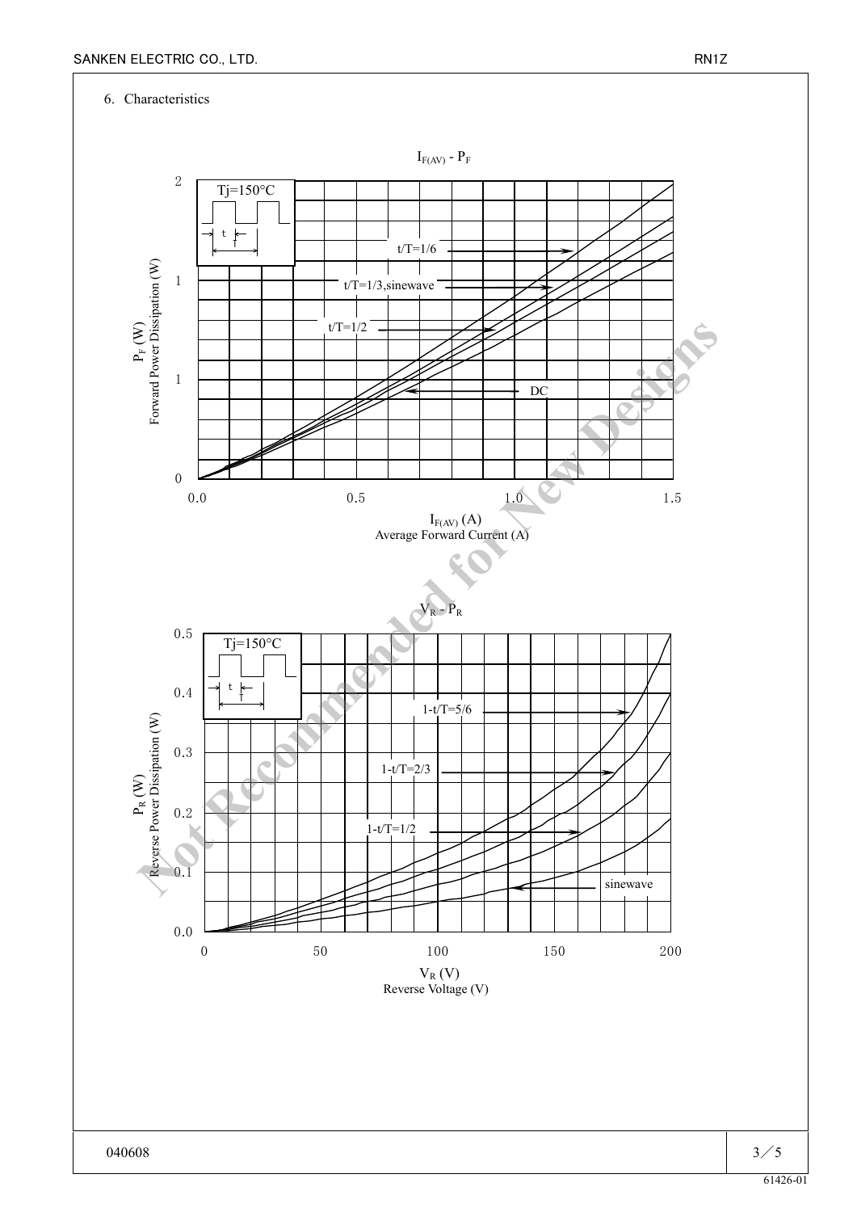## 6. Characteristics

$I_{F(AV)}$ - $P_F$

Tj=150°C

t/T=1/6

t/T=1/3,sinewave

t/T=1/2

DC

$P_F$ (W)
Forward Power Dissipation (W)

$I_{F(AV)}$ (A)
Average Forward Current (A)

$V_R$ - $P_R$

Tj=150°C

1-t/T=5/6

1-t/T=2/3

1-t/T=1/2

sinewave

$P_R$ (W)
Reverse Power Dissipation (W)

$V_R$ (V)
Reverse Voltage (V)

Not Recommended for New Designs

040608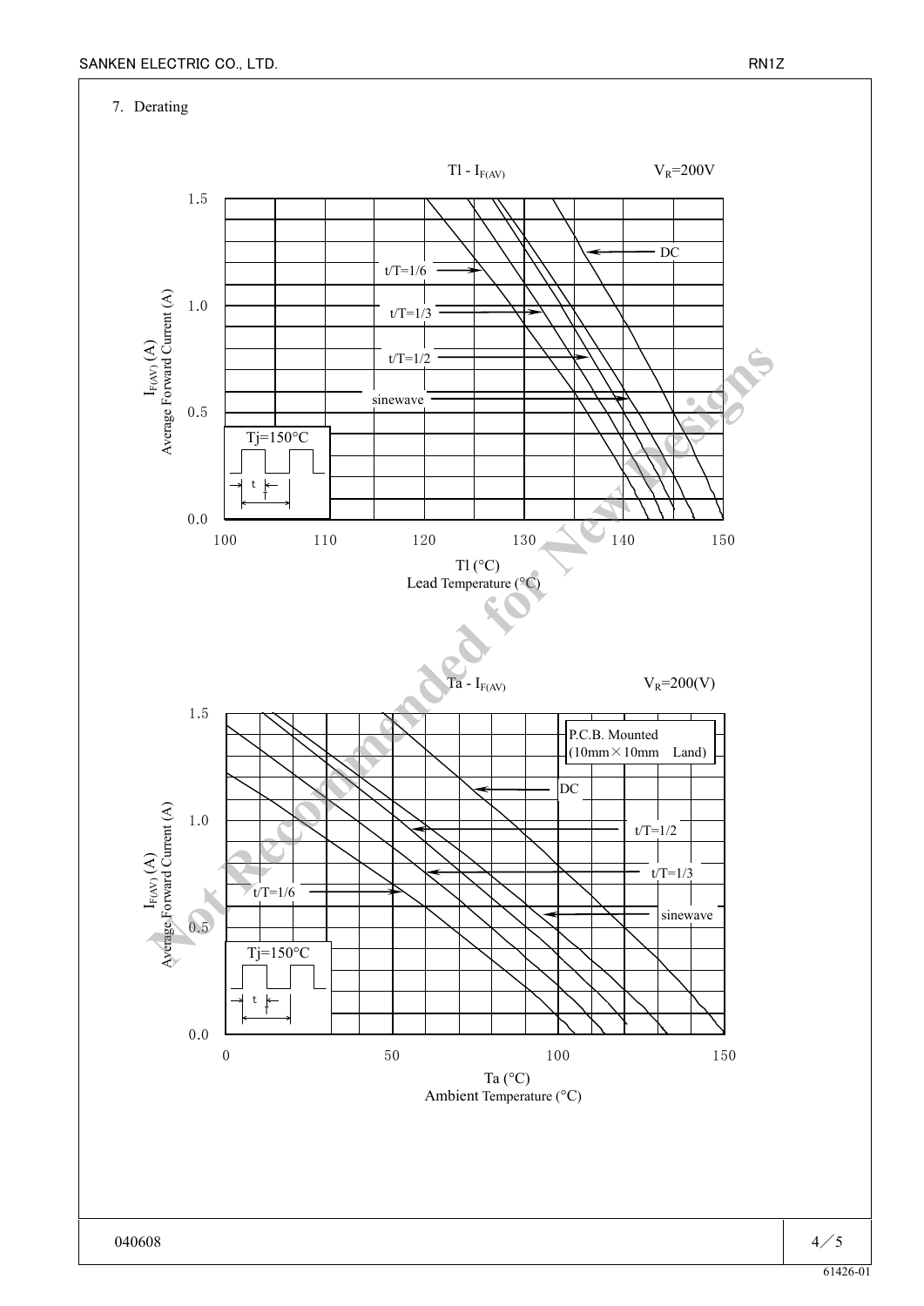7. Derating

Tl - $I_{F(AV)}$ $V_R$=200V

$I_{F(AV)}$ (A) Average Forward Current (A)

1.5
1.0
0.5
0.0

DC
t/T=1/6
t/T=1/3
t/T=1/2
sinewave

Tj=150°C

t
T

100 110 120 130 140 150

Tl (°C)
Lead Temperature (°C)

Ta - $I_{F(AV)}$ $V_R$=200(V)

P.C.B. Mounted (10mm×10mm Land)

$I_{F(AV)}$ (A) Average Forward Current (A)

1.5
1.0
0.5
0.0

DC
t/T=1/2
t/T=1/3
t/T=1/6
sinewave

Tj=150°C

t
T

0 50 100 150

Ta (°C)
Ambient Temperature (°C)

Not Recommended for New Designs

040608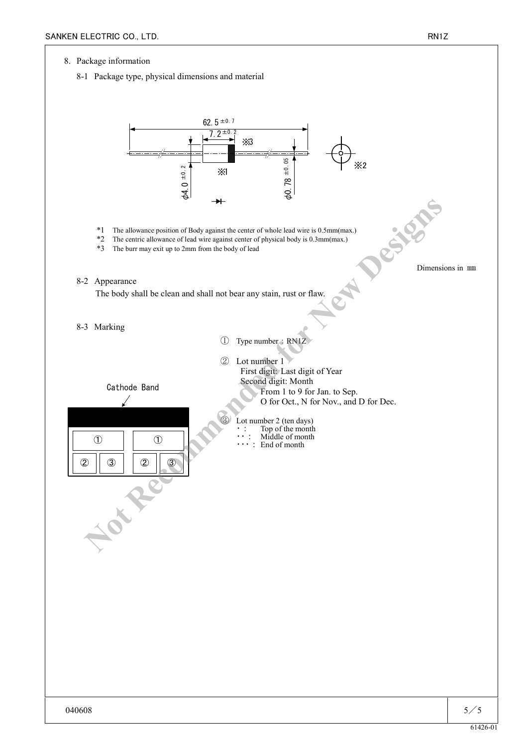8. Package information

8-1 Package type, physical dimensions and material

62.5 ±0.7

7.2 ±0.2

※3

※1

※2

φ4.0 ±0.2

φ0.78 ±0.05

*1 The allowance position of Body against the center of whole lead wire is 0.5mm(max.)
*2 The centric allowance of lead wire against center of physical body is 0.3mm(max.)
*3 The burr may exit up to 2mm from the body of lead

Dimensions in ㎜

8-2 Appearance

The body shall be clean and shall not bear any stain, rust or flaw.

8-3 Marking

Cathode Band

①　①

②　③　②　③

① Type number : RN1Z

② Lot number 1
First digit: Last digit of Year
Second digit: Month
From 1 to 9 for Jan. to Sep.
O for Oct., N for Nov., and D for Dec.

③ Lot number 2 (ten days)
・ : Top of the month
・・ : Middle of month
・・・ : End of month

040608

61426-01